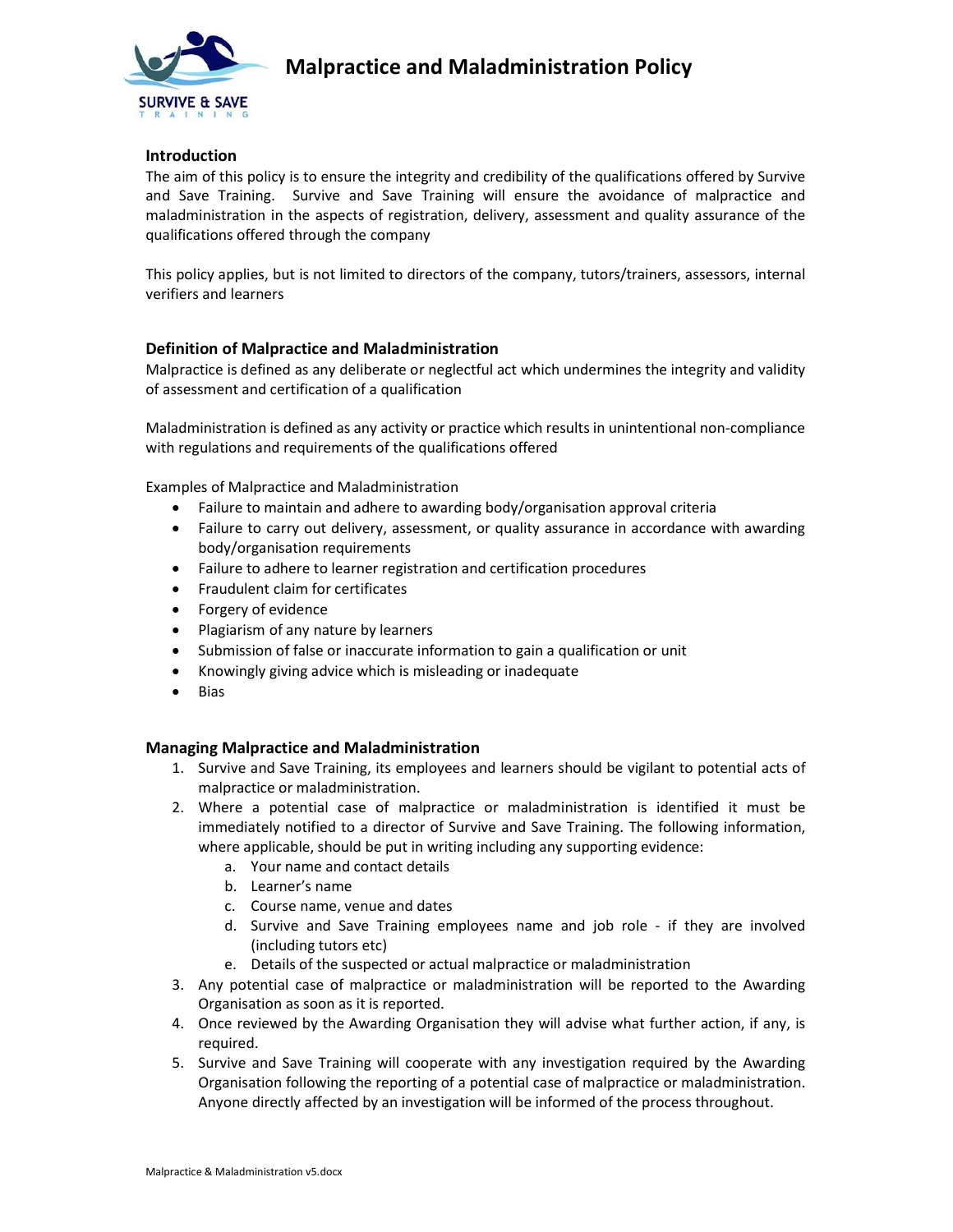# Malpractice and Maladministration Policy

## Introduction

The aim of this policy is to ensure the integrity and credibility of the qualifications offered by Survive and Save Training. Survive and Save Training will ensure the avoidance of malpractice and maladministration in the aspects of registration, delivery, assessment and quality assurance of the qualifications offered through the company

This policy applies, but is not limited to directors of the company, tutors/trainers, assessors, internal verifiers and learners

## Definition of Malpractice and Maladministration

Malpractice is defined as any deliberate or neglectful act which undermines the integrity and validity of assessment and certification of a qualification

Maladministration is defined as any activity or practice which results in unintentional non-compliance with regulations and requirements of the qualifications offered

Examples of Malpractice and Maladministration

- Failure to maintain and adhere to awarding body/organisation approval criteria
- Failure to carry out delivery, assessment, or quality assurance in accordance with awarding body/organisation requirements
- Failure to adhere to learner registration and certification procedures
- Fraudulent claim for certificates
- Forgery of evidence
- Plagiarism of any nature by learners
- Submission of false or inaccurate information to gain a qualification or unit
- Knowingly giving advice which is misleading or inadequate
- Bias

## Managing Malpractice and Maladministration

1. Survive and Save Training, its employees and learners should be vigilant to potential acts of malpractice or maladministration.
2. Where a potential case of malpractice or maladministration is identified it must be immediately notified to a director of Survive and Save Training. The following information, where applicable, should be put in writing including any supporting evidence:
   a. Your name and contact details
   b. Learner's name
   c. Course name, venue and dates
   d. Survive and Save Training employees name and job role - if they are involved (including tutors etc)
   e. Details of the suspected or actual malpractice or maladministration
3. Any potential case of malpractice or maladministration will be reported to the Awarding Organisation as soon as it is reported.
4. Once reviewed by the Awarding Organisation they will advise what further action, if any, is required.
5. Survive and Save Training will cooperate with any investigation required by the Awarding Organisation following the reporting of a potential case of malpractice or maladministration. Anyone directly affected by an investigation will be informed of the process throughout.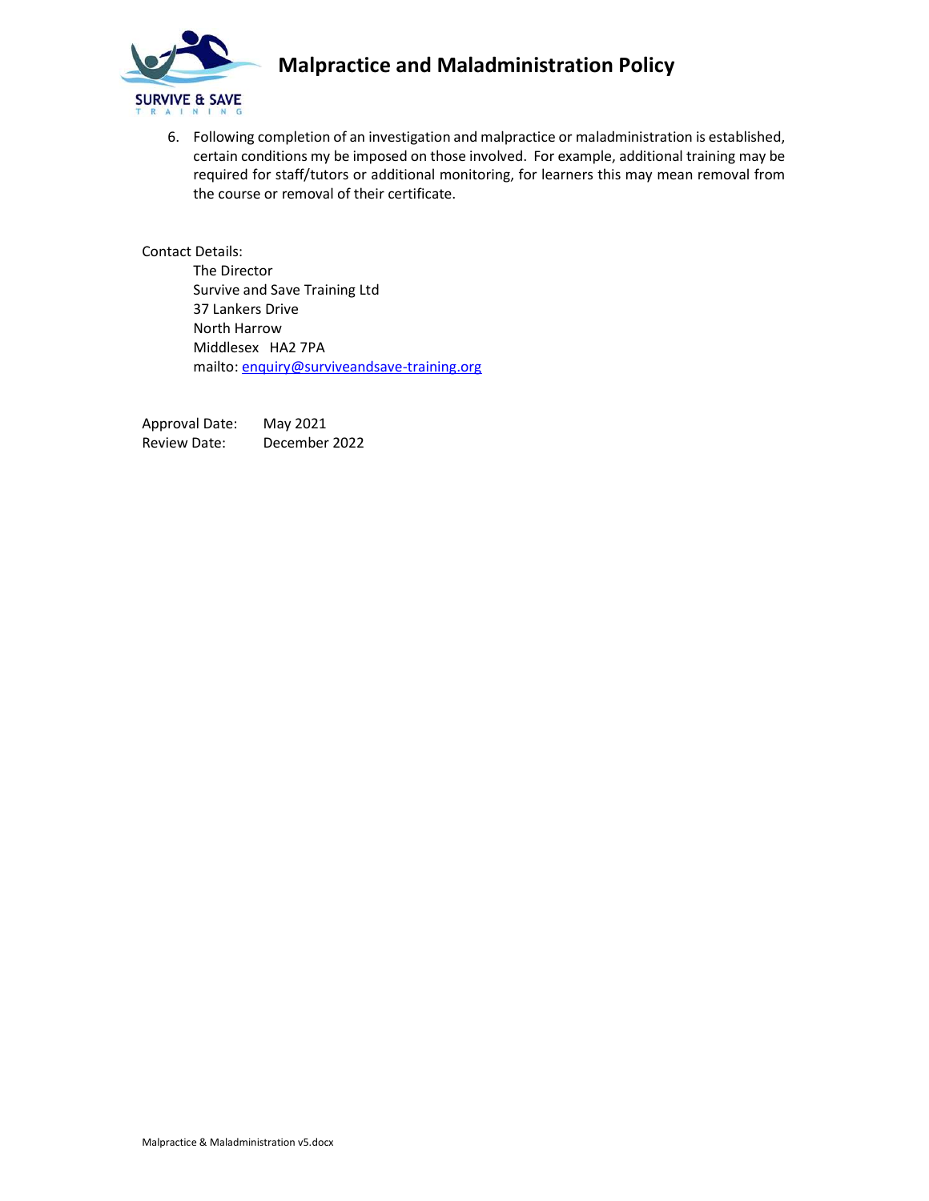6. Following completion of an investigation and malpractice or maladministration is established, certain conditions my be imposed on those involved. For example, additional training may be required for staff/tutors or additional monitoring, for learners this may mean removal from the course or removal of their certificate.

Contact Details:

The Director
Survive and Save Training Ltd
37 Lankers Drive
North Harrow
Middlesex HA2 7PA
mailto: enquiry@surviveandsave-training.org

Approval Date: May 2021
Review Date: December 2022